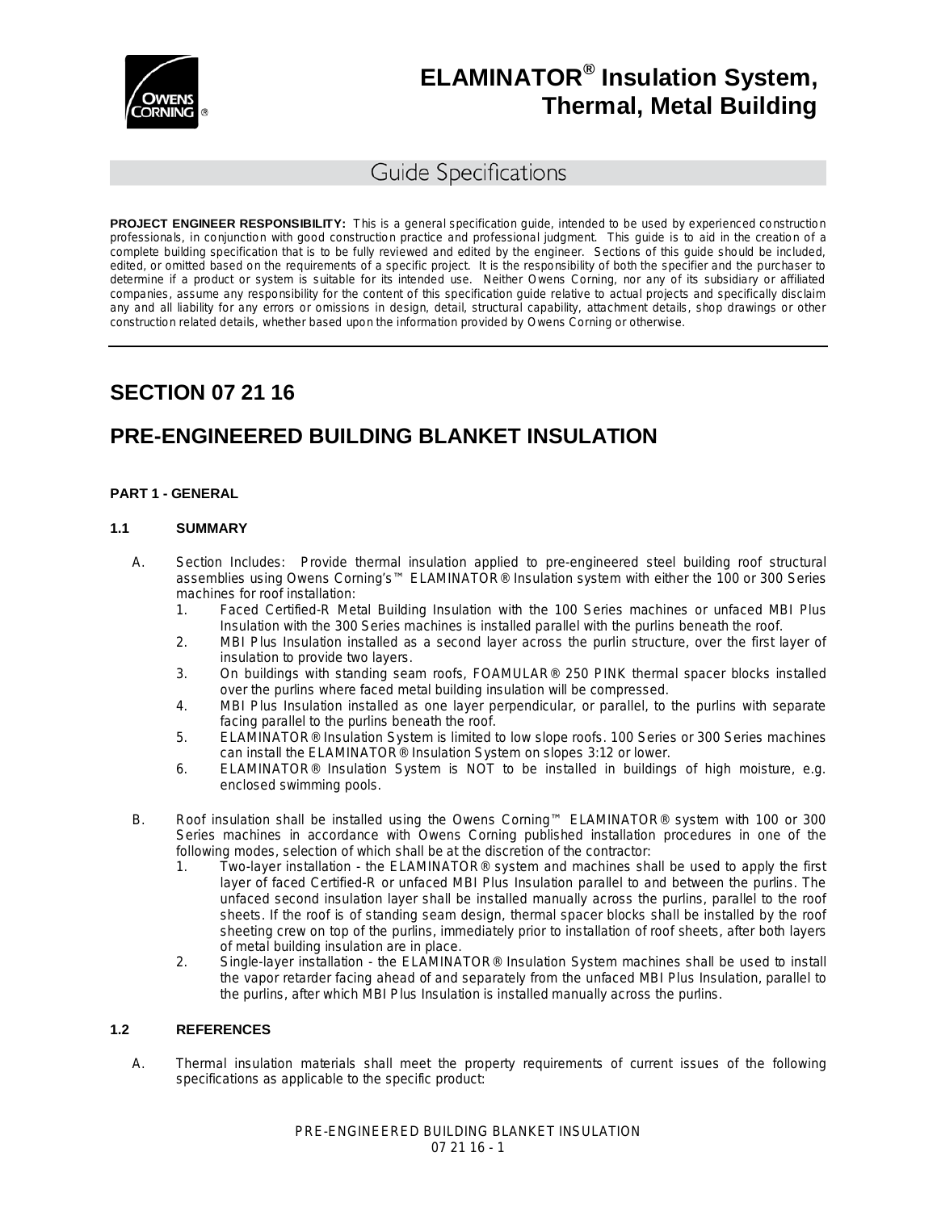# ELAMINATOR® Insulation System, Thermal, Metal Building

## Guide Specifications

**PROJECT ENGINEER RESPONSIBILITY:** This is a general specification guide, intended to be used by experienced construction professionals, in conjunction with good construction practice and professional judgment. This guide is to aid in the creation of a complete building specification that is to be fully reviewed and edited by the engineer. Sections of this guide should be included, edited, or omitted based on the requirements of a specific project. It is the responsibility of both the specifier and the purchaser to determine if a product or system is suitable for its intended use. Neither Owens Corning, nor any of its subsidiary or affiliated companies, assume any responsibility for the content of this specification guide relative to actual projects and specifically disclaim any and all liability for any errors or omissions in design, detail, structural capability, attachment details, shop drawings or other construction related details, whether based upon the information provided by Owens Corning or otherwise.

---

# SECTION 07 21 16

# PRE-ENGINEERED BUILDING BLANKET INSULATION

### PART 1 - GENERAL

### 1.1 SUMMARY

A. Section Includes: Provide thermal insulation applied to pre-engineered steel building roof structural assemblies using Owens Corning's™ ELAMINATOR® Insulation system with either the 100 or 300 Series machines for roof installation:

1. Faced Certified-R Metal Building Insulation with the 100 Series machines or unfaced MBI Plus Insulation with the 300 Series machines is installed parallel with the purlins beneath the roof.
2. MBI Plus Insulation installed as a second layer across the purlin structure, over the first layer of insulation to provide two layers.
3. On buildings with standing seam roofs, FOAMULAR® 250 PINK thermal spacer blocks installed over the purlins where faced metal building insulation will be compressed.
4. MBI Plus Insulation installed as one layer perpendicular, or parallel, to the purlins with separate facing parallel to the purlins beneath the roof.
5. ELAMINATOR® Insulation System is limited to low slope roofs. 100 Series or 300 Series machines can install the ELAMINATOR® Insulation System on slopes 3:12 or lower.
6. ELAMINATOR® Insulation System is NOT to be installed in buildings of high moisture, e.g. enclosed swimming pools.

B. Roof insulation shall be installed using the Owens Corning™ ELAMINATOR® system with 100 or 300 Series machines in accordance with Owens Corning published installation procedures in one of the following modes, selection of which shall be at the discretion of the contractor:

1. Two-layer installation - the ELAMINATOR® system and machines shall be used to apply the first layer of faced Certified-R or unfaced MBI Plus Insulation parallel to and between the purlins. The unfaced second insulation layer shall be installed manually across the purlins, parallel to the roof sheets. If the roof is of standing seam design, thermal spacer blocks shall be installed by the roof sheeting crew on top of the purlins, immediately prior to installation of roof sheets, after both layers of metal building insulation are in place.
2. Single-layer installation - the ELAMINATOR® Insulation System machines shall be used to install the vapor retarder facing ahead of and separately from the unfaced MBI Plus Insulation, parallel to the purlins, after which MBI Plus Insulation is installed manually across the purlins.

### 1.2 REFERENCES

A. Thermal insulation materials shall meet the property requirements of current issues of the following specifications as applicable to the specific product: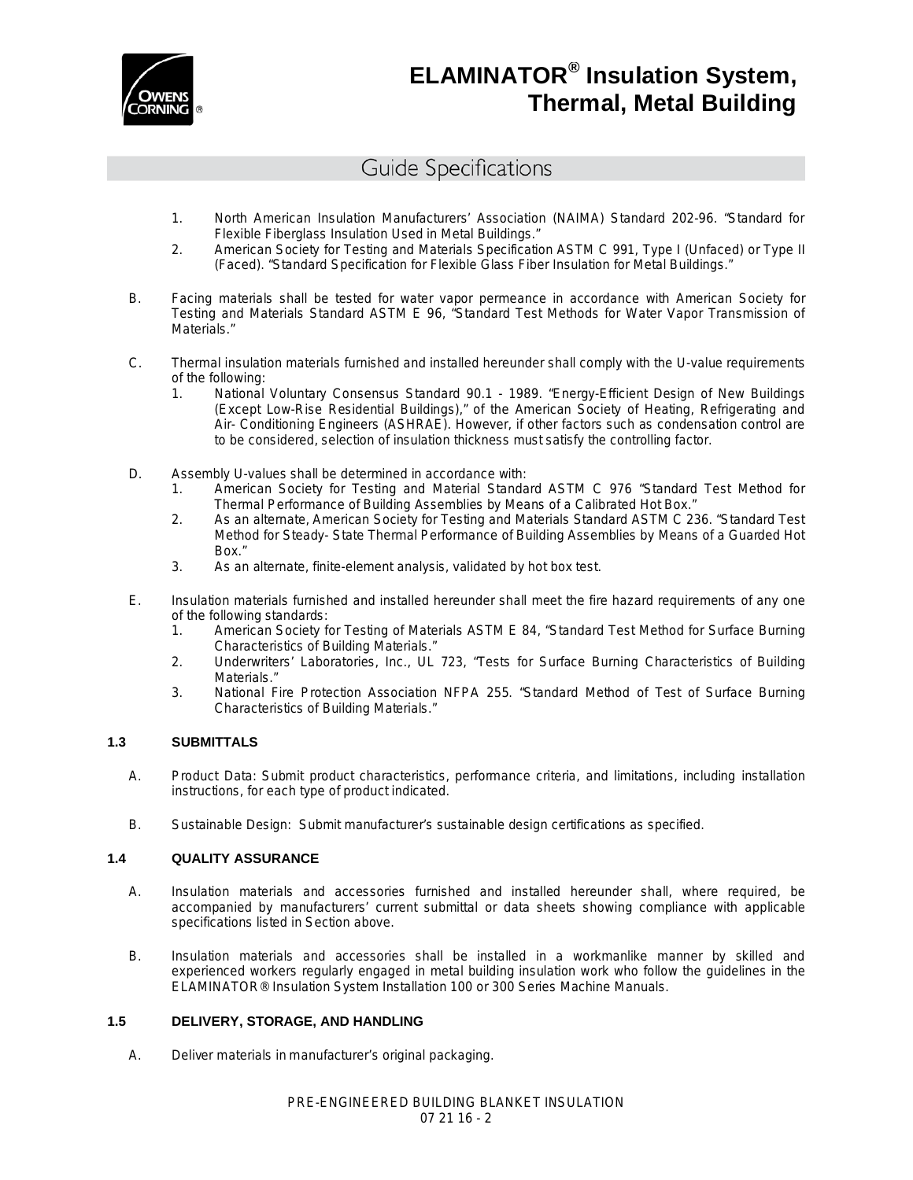1. North American Insulation Manufacturers' Association (NAIMA) Standard 202-96. "Standard for Flexible Fiberglass Insulation Used in Metal Buildings."
2. American Society for Testing and Materials Specification ASTM C 991, Type I (Unfaced) or Type II (Faced). "Standard Specification for Flexible Glass Fiber Insulation for Metal Buildings."

B. Facing materials shall be tested for water vapor permeance in accordance with American Society for Testing and Materials Standard ASTM E 96, "Standard Test Methods for Water Vapor Transmission of Materials."

C. Thermal insulation materials furnished and installed hereunder shall comply with the U-value requirements of the following:
   1. National Voluntary Consensus Standard 90.1 - 1989. "Energy-Efficient Design of New Buildings (Except Low-Rise Residential Buildings)," of the American Society of Heating, Refrigerating and Air- Conditioning Engineers (ASHRAE). However, if other factors such as condensation control are to be considered, selection of insulation thickness must satisfy the controlling factor.

D. Assembly U-values shall be determined in accordance with:
   1. American Society for Testing and Material Standard ASTM C 976 "Standard Test Method for Thermal Performance of Building Assemblies by Means of a Calibrated Hot Box."
   2. As an alternate, American Society for Testing and Materials Standard ASTM C 236. "Standard Test Method for Steady- State Thermal Performance of Building Assemblies by Means of a Guarded Hot Box."
   3. As an alternate, finite-element analysis, validated by hot box test.

E. Insulation materials furnished and installed hereunder shall meet the fire hazard requirements of any one of the following standards:
   1. American Society for Testing of Materials ASTM E 84, "Standard Test Method for Surface Burning Characteristics of Building Materials."
   2. Underwriters' Laboratories, Inc., UL 723, "Tests for Surface Burning Characteristics of Building Materials."
   3. National Fire Protection Association NFPA 255. "Standard Method of Test of Surface Burning Characteristics of Building Materials."

### 1.3 SUBMITTALS

A. Product Data: Submit product characteristics, performance criteria, and limitations, including installation instructions, for each type of product indicated.

B. Sustainable Design: Submit manufacturer's sustainable design certifications as specified.

### 1.4 QUALITY ASSURANCE

A. Insulation materials and accessories furnished and installed hereunder shall, where required, be accompanied by manufacturers' current submittal or data sheets showing compliance with applicable specifications listed in Section above.

B. Insulation materials and accessories shall be installed in a workmanlike manner by skilled and experienced workers regularly engaged in metal building insulation work who follow the guidelines in the ELAMINATOR® Insulation System Installation 100 or 300 Series Machine Manuals.

### 1.5 DELIVERY, STORAGE, AND HANDLING

A. Deliver materials in manufacturer's original packaging.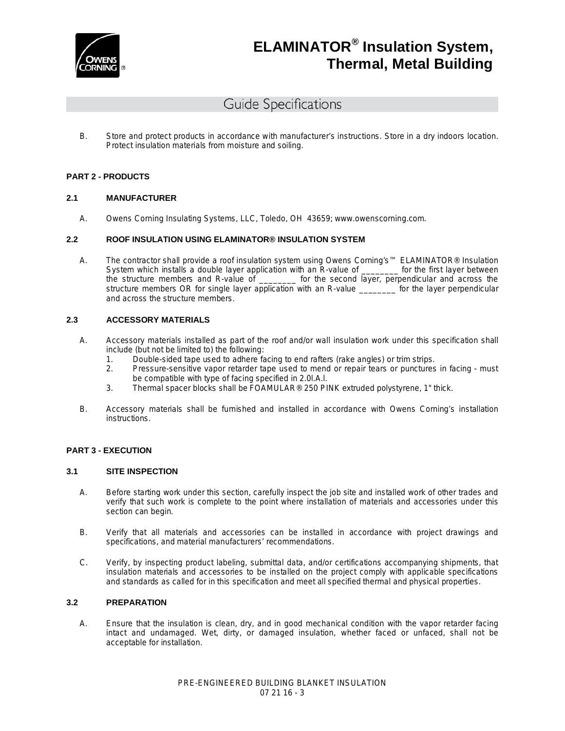B. Store and protect products in accordance with manufacturer's instructions. Store in a dry indoors location. Protect insulation materials from moisture and soiling.

## PART 2 - PRODUCTS

### 2.1 MANUFACTURER

A. Owens Corning Insulating Systems, LLC, Toledo, OH 43659; www.owenscorning.com.

### 2.2 ROOF INSULATION USING ELAMINATOR® INSULATION SYSTEM

A. The contractor shall provide a roof insulation system using Owens Corning's™ ELAMINATOR® Insulation System which installs a double layer application with an R-value of ________ for the first layer between the structure members and R-value of ________ for the second layer, perpendicular and across the structure members OR for single layer application with an R-value ________ for the layer perpendicular and across the structure members.

### 2.3 ACCESSORY MATERIALS

A. Accessory materials installed as part of the roof and/or wall insulation work under this specification shall include (but not be limited to) the following:
   1. Double-sided tape used to adhere facing to end rafters (rake angles) or trim strips.
   2. Pressure-sensitive vapor retarder tape used to mend or repair tears or punctures in facing - must be compatible with type of facing specified in 2.0I.A.I.
   3. Thermal spacer blocks shall be FOAMULAR® 250 PINK extruded polystyrene, 1" thick.

B. Accessory materials shall be furnished and installed in accordance with Owens Corning's installation instructions.

## PART 3 - EXECUTION

### 3.1 SITE INSPECTION

A. Before starting work under this section, carefully inspect the job site and installed work of other trades and verify that such work is complete to the point where installation of materials and accessories under this section can begin.

B. Verify that all materials and accessories can be installed in accordance with project drawings and specifications, and material manufacturers' recommendations.

C. Verify, by inspecting product labeling, submittal data, and/or certifications accompanying shipments, that insulation materials and accessories to be installed on the project comply with applicable specifications and standards as called for in this specification and meet all specified thermal and physical properties.

### 3.2 PREPARATION

A. Ensure that the insulation is clean, dry, and in good mechanical condition with the vapor retarder facing intact and undamaged. Wet, dirty, or damaged insulation, whether faced or unfaced, shall not be acceptable for installation.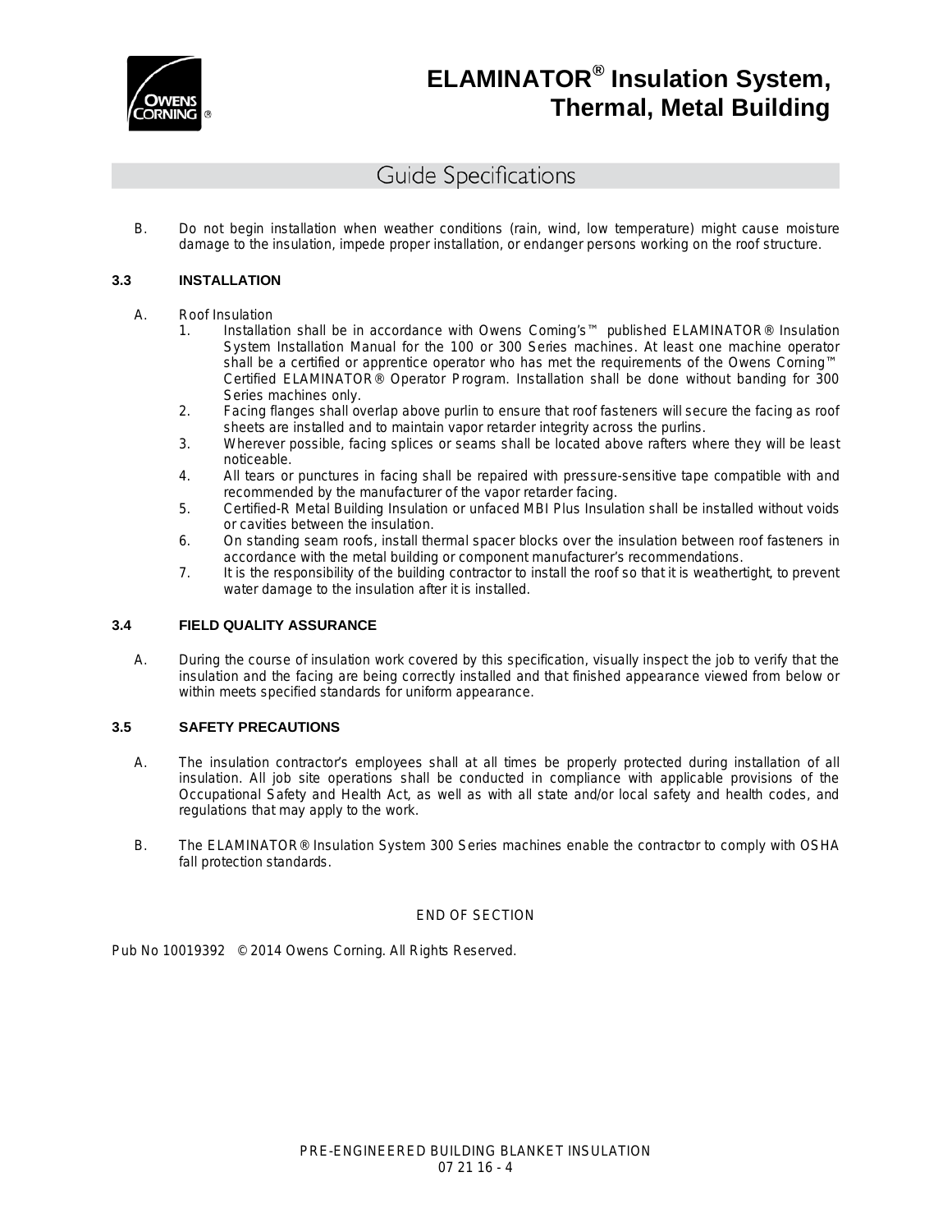B. Do not begin installation when weather conditions (rain, wind, low temperature) might cause moisture damage to the insulation, impede proper installation, or endanger persons working on the roof structure.

### 3.3 INSTALLATION

A. Roof Insulation

1. Installation shall be in accordance with Owens Corning's™ published ELAMINATOR® Insulation System Installation Manual for the 100 or 300 Series machines. At least one machine operator shall be a certified or apprentice operator who has met the requirements of the Owens Corning™ Certified ELAMINATOR® Operator Program. Installation shall be done without banding for 300 Series machines only.
2. Facing flanges shall overlap above purlin to ensure that roof fasteners will secure the facing as roof sheets are installed and to maintain vapor retarder integrity across the purlins.
3. Wherever possible, facing splices or seams shall be located above rafters where they will be least noticeable.
4. All tears or punctures in facing shall be repaired with pressure-sensitive tape compatible with and recommended by the manufacturer of the vapor retarder facing.
5. Certified-R Metal Building Insulation or unfaced MBI Plus Insulation shall be installed without voids or cavities between the insulation.
6. On standing seam roofs, install thermal spacer blocks over the insulation between roof fasteners in accordance with the metal building or component manufacturer's recommendations.
7. It is the responsibility of the building contractor to install the roof so that it is weathertight, to prevent water damage to the insulation after it is installed.

### 3.4 FIELD QUALITY ASSURANCE

A. During the course of insulation work covered by this specification, visually inspect the job to verify that the insulation and the facing are being correctly installed and that finished appearance viewed from below or within meets specified standards for uniform appearance.

### 3.5 SAFETY PRECAUTIONS

A. The insulation contractor's employees shall at all times be properly protected during installation of all insulation. All job site operations shall be conducted in compliance with applicable provisions of the Occupational Safety and Health Act, as well as with all state and/or local safety and health codes, and regulations that may apply to the work.

B. The ELAMINATOR® Insulation System 300 Series machines enable the contractor to comply with OSHA fall protection standards.

END OF SECTION

Pub No 10019392 © 2014 Owens Corning. All Rights Reserved.